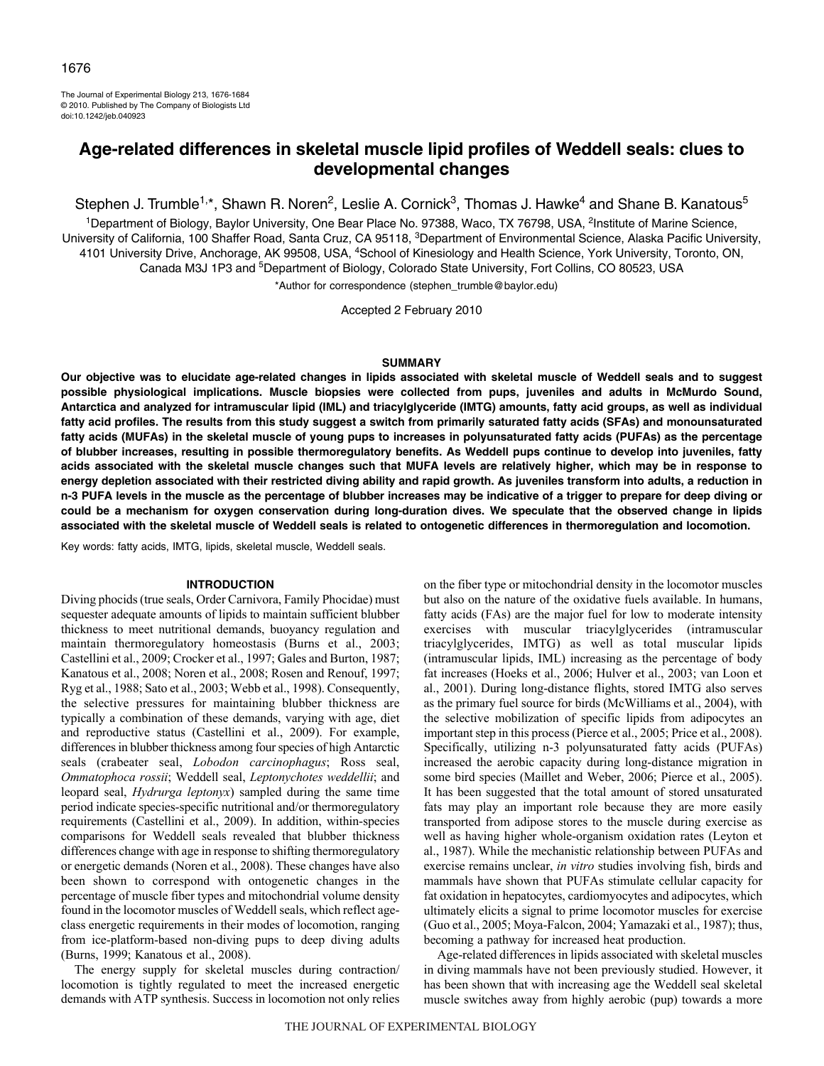# Age-related differences in skeletal muscle lipid profiles of Weddell seals: clues to developmental changes

Stephen J. Trumble[1,*], Shawn R. Noren[2], Leslie A. Cornick[3], Thomas J. Hawke[4] and Shane B. Kanatous[5]

[1]Department of Biology, Baylor University, One Bear Place No. 97388, Waco, TX 76798, USA, [2]Institute of Marine Science, University of California, 100 Shaffer Road, Santa Cruz, CA 95118, [3]Department of Environmental Science, Alaska Pacific University, 4101 University Drive, Anchorage, AK 99508, USA, [4]School of Kinesiology and Health Science, York University, Toronto, ON, Canada M3J 1P3 and [5]Department of Biology, Colorado State University, Fort Collins, CO 80523, USA

*Author for correspondence (stephen_trumble@baylor.edu)

Accepted 2 February 2010

## SUMMARY

**Our objective was to elucidate age-related changes in lipids associated with skeletal muscle of Weddell seals and to suggest possible physiological implications. Muscle biopsies were collected from pups, juveniles and adults in McMurdo Sound, Antarctica and analyzed for intramuscular lipid (IML) and triacylglyceride (IMTG) amounts, fatty acid groups, as well as individual fatty acid profiles. The results from this study suggest a switch from primarily saturated fatty acids (SFAs) and monounsaturated fatty acids (MUFAs) in the skeletal muscle of young pups to increases in polyunsaturated fatty acids (PUFAs) as the percentage of blubber increases, resulting in possible thermoregulatory benefits. As Weddell pups continue to develop into juveniles, fatty acids associated with the skeletal muscle changes such that MUFA levels are relatively higher, which may be in response to energy depletion associated with their restricted diving ability and rapid growth. As juveniles transform into adults, a reduction in n-3 PUFA levels in the muscle as the percentage of blubber increases may be indicative of a trigger to prepare for deep diving or could be a mechanism for oxygen conservation during long-duration dives. We speculate that the observed change in lipids associated with the skeletal muscle of Weddell seals is related to ontogenetic differences in thermoregulation and locomotion.**

Key words: fatty acids, IMTG, lipids, skeletal muscle, Weddell seals.

## INTRODUCTION

Diving phocids (true seals, Order Carnivora, Family Phocidae) must sequester adequate amounts of lipids to maintain sufficient blubber thickness to meet nutritional demands, buoyancy regulation and maintain thermoregulatory homeostasis (Burns et al., 2003; Castellini et al., 2009; Crocker et al., 1997; Gales and Burton, 1987; Kanatous et al., 2008; Noren et al., 2008; Rosen and Renouf, 1997; Ryg et al., 1988; Sato et al., 2003; Webb et al., 1998). Consequently, the selective pressures for maintaining blubber thickness are typically a combination of these demands, varying with age, diet and reproductive status (Castellini et al., 2009). For example, differences in blubber thickness among four species of high Antarctic seals (crabeater seal, *Lobodon carcinophagus*; Ross seal, *Ommatophoca rossii*; Weddell seal, *Leptonychotes weddellii*; and leopard seal, *Hydrurga leptonyx*) sampled during the same time period indicate species-specific nutritional and/or thermoregulatory requirements (Castellini et al., 2009). In addition, within-species comparisons for Weddell seals revealed that blubber thickness differences change with age in response to shifting thermoregulatory or energetic demands (Noren et al., 2008). These changes have also been shown to correspond with ontogenetic changes in the percentage of muscle fiber types and mitochondrial volume density found in the locomotor muscles of Weddell seals, which reflect age-class energetic requirements in their modes of locomotion, ranging from ice-platform-based non-diving pups to deep diving adults (Burns, 1999; Kanatous et al., 2008).

The energy supply for skeletal muscles during contraction/locomotion is tightly regulated to meet the increased energetic demands with ATP synthesis. Success in locomotion not only relies on the fiber type or mitochondrial density in the locomotor muscles but also on the nature of the oxidative fuels available. In humans, fatty acids (FAs) are the major fuel for low to moderate intensity exercises with muscular triacylglycerides (intramuscular triacylglycerides, IMTG) as well as total muscular lipids (intramuscular lipids, IML) increasing as the percentage of body fat increases (Hoeks et al., 2006; Hulver et al., 2003; van Loon et al., 2001). During long-distance flights, stored IMTG also serves as the primary fuel source for birds (McWilliams et al., 2004), with the selective mobilization of specific lipids from adipocytes an important step in this process (Pierce et al., 2005; Price et al., 2008). Specifically, utilizing n-3 polyunsaturated fatty acids (PUFAs) increased the aerobic capacity during long-distance migration in some bird species (Maillet and Weber, 2006; Pierce et al., 2005). It has been suggested that the total amount of stored unsaturated fats may play an important role because they are more easily transported from adipose stores to the muscle during exercise as well as having higher whole-organism oxidation rates (Leyton et al., 1987). While the mechanistic relationship between PUFAs and exercise remains unclear, *in vitro* studies involving fish, birds and mammals have shown that PUFAs stimulate cellular capacity for fat oxidation in hepatocytes, cardiomyocytes and adipocytes, which ultimately elicits a signal to prime locomotor muscles for exercise (Guo et al., 2005; Moya-Falcon, 2004; Yamazaki et al., 1987); thus, becoming a pathway for increased heat production.

Age-related differences in lipids associated with skeletal muscles in diving mammals have not been previously studied. However, it has been shown that with increasing age the Weddell seal skeletal muscle switches away from highly aerobic (pup) towards a more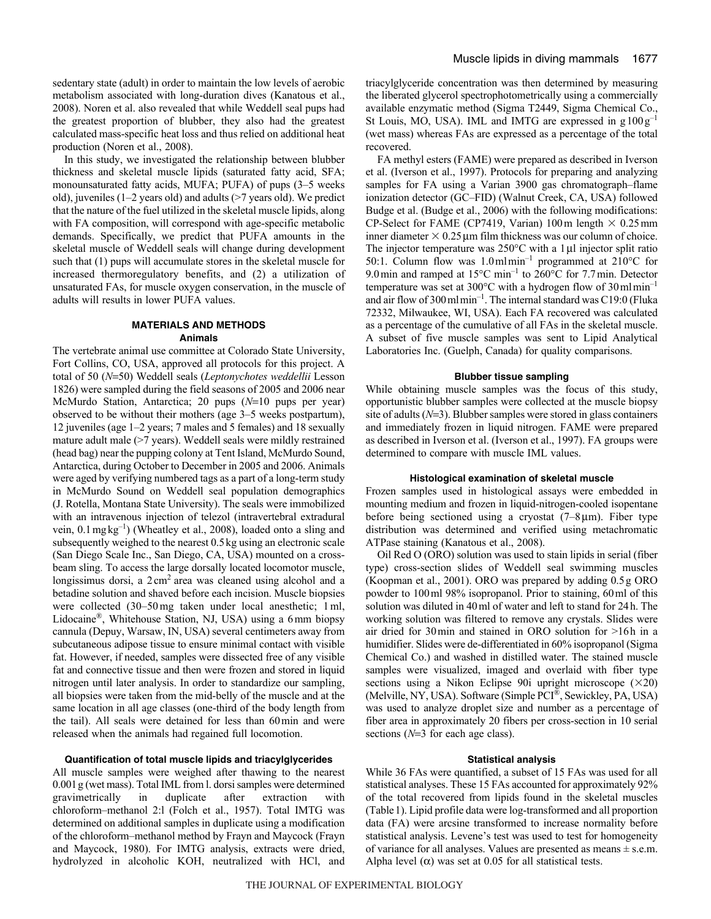sedentary state (adult) in order to maintain the low levels of aerobic metabolism associated with long-duration dives (Kanatous et al., 2008). Noren et al. also revealed that while Weddell seal pups had the greatest proportion of blubber, they also had the greatest calculated mass-specific heat loss and thus relied on additional heat production (Noren et al., 2008).

In this study, we investigated the relationship between blubber thickness and skeletal muscle lipids (saturated fatty acid, SFA; monounsaturated fatty acids, MUFA; PUFA) of pups (3–5 weeks old), juveniles (1–2 years old) and adults (>7 years old). We predict that the nature of the fuel utilized in the skeletal muscle lipids, along with FA composition, will correspond with age-specific metabolic demands. Specifically, we predict that PUFA amounts in the skeletal muscle of Weddell seals will change during development such that (1) pups will accumulate stores in the skeletal muscle for increased thermoregulatory benefits, and (2) a utilization of unsaturated FAs, for muscle oxygen conservation, in the muscle of adults will results in lower PUFA values.

## MATERIALS AND METHODS

### Animals

The vertebrate animal use committee at Colorado State University, Fort Collins, CO, USA, approved all protocols for this project. A total of 50 ($N$=50) Weddell seals (*Leptonychotes weddellii* Lesson 1826) were sampled during the field seasons of 2005 and 2006 near McMurdo Station, Antarctica; 20 pups ($N$=10 pups per year) observed to be without their mothers (age 3–5 weeks postpartum), 12 juveniles (age 1–2 years; 7 males and 5 females) and 18 sexually mature adult male (>7 years). Weddell seals were mildly restrained (head bag) near the pupping colony at Tent Island, McMurdo Sound, Antarctica, during October to December in 2005 and 2006. Animals were aged by verifying numbered tags as a part of a long-term study in McMurdo Sound on Weddell seal population demographics (J. Rotella, Montana State University). The seals were immobilized with an intravenous injection of telezol (intravertebral extradural vein, 0.1 mg kg$^{-1}$) (Wheatley et al., 2008), loaded onto a sling and subsequently weighed to the nearest 0.5 kg using an electronic scale (San Diego Scale Inc., San Diego, CA, USA) mounted on a cross-beam sling. To access the large dorsally located locomotor muscle, longissimus dorsi, a 2 cm$^2$ area was cleaned using alcohol and a betadine solution and shaved before each incision. Muscle biopsies were collected (30–50 mg taken under local anesthetic; 1 ml, Lidocaine®, Whitehouse Station, NJ, USA) using a 6 mm biopsy cannula (Depuy, Warsaw, IN, USA) several centimeters away from subcutaneous adipose tissue to ensure minimal contact with visible fat. However, if needed, samples were dissected free of any visible fat and connective tissue and then were frozen and stored in liquid nitrogen until later analysis. In order to standardize our sampling, all biopsies were taken from the mid-belly of the muscle and at the same location in all age classes (one-third of the body length from the tail). All seals were detained for less than 60 min and were released when the animals had regained full locomotion.

### Quantification of total muscle lipids and triacylglycerides

All muscle samples were weighed after thawing to the nearest 0.001 g (wet mass). Total IML from l. dorsi samples were determined gravimetrically in duplicate after extraction with chloroform–methanol 2:l (Folch et al., 1957). Total IMTG was determined on additional samples in duplicate using a modification of the chloroform–methanol method by Frayn and Maycock (Frayn and Maycock, 1980). For IMTG analysis, extracts were dried, hydrolyzed in alcoholic KOH, neutralized with HCl, and triacylglyceride concentration was then determined by measuring the liberated glycerol spectrophotometrically using a commercially available enzymatic method (Sigma T2449, Sigma Chemical Co., St Louis, MO, USA). IML and IMTG are expressed in g 100 g$^{-1}$ (wet mass) whereas FAs are expressed as a percentage of the total recovered.

FA methyl esters (FAME) were prepared as described in Iverson et al. (Iverson et al., 1997). Protocols for preparing and analyzing samples for FA using a Varian 3900 gas chromatograph–flame ionization detector (GC–FID) (Walnut Creek, CA, USA) followed Budge et al. (Budge et al., 2006) with the following modifications: CP-Select for FAME (CP7419, Varian) 100 m length $\times$ 0.25 mm inner diameter $\times$ 0.25 μm film thickness was our column of choice. The injector temperature was 250°C with a 1 μl injector split ratio 50:1. Column flow was 1.0 ml min$^{-1}$ programmed at 210°C for 9.0 min and ramped at 15°C min$^{-1}$ to 260°C for 7.7 min. Detector temperature was set at 300°C with a hydrogen flow of 30 ml min$^{-1}$ and air flow of 300 ml min$^{-1}$. The internal standard was C19:0 (Fluka 72332, Milwaukee, WI, USA). Each FA recovered was calculated as a percentage of the cumulative of all FAs in the skeletal muscle. A subset of five muscle samples was sent to Lipid Analytical Laboratories Inc. (Guelph, Canada) for quality comparisons.

### Blubber tissue sampling

While obtaining muscle samples was the focus of this study, opportunistic blubber samples were collected at the muscle biopsy site of adults ($N$=3). Blubber samples were stored in glass containers and immediately frozen in liquid nitrogen. FAME were prepared as described in Iverson et al. (Iverson et al., 1997). FA groups were determined to compare with muscle IML values.

### Histological examination of skeletal muscle

Frozen samples used in histological assays were embedded in mounting medium and frozen in liquid-nitrogen-cooled isopentane before being sectioned using a cryostat (7–8 μm). Fiber type distribution was determined and verified using metachromatic ATPase staining (Kanatous et al., 2008).

Oil Red O (ORO) solution was used to stain lipids in serial (fiber type) cross-section slides of Weddell seal swimming muscles (Koopman et al., 2001). ORO was prepared by adding 0.5 g ORO powder to 100 ml 98% isopropanol. Prior to staining, 60 ml of this solution was diluted in 40 ml of water and left to stand for 24 h. The working solution was filtered to remove any crystals. Slides were air dried for 30 min and stained in ORO solution for >16 h in a humidifier. Slides were de-differentiated in 60% isopropanol (Sigma Chemical Co.) and washed in distilled water. The stained muscle samples were visualized, imaged and overlaid with fiber type sections using a Nikon Eclipse 90i upright microscope ($\times$20) (Melville, NY, USA). Software (Simple PCI®, Sewickley, PA, USA) was used to analyze droplet size and number as a percentage of fiber area in approximately 20 fibers per cross-section in 10 serial sections ($N$=3 for each age class).

### Statistical analysis

While 36 FAs were quantified, a subset of 15 FAs was used for all statistical analyses. These 15 FAs accounted for approximately 92% of the total recovered from lipids found in the skeletal muscles (Table 1). Lipid profile data were log-transformed and all proportion data (FA) were arcsine transformed to increase normality before statistical analysis. Levene's test was used to test for homogeneity of variance for all analyses. Values are presented as means ± s.e.m. Alpha level ($\alpha$) was set at 0.05 for all statistical tests.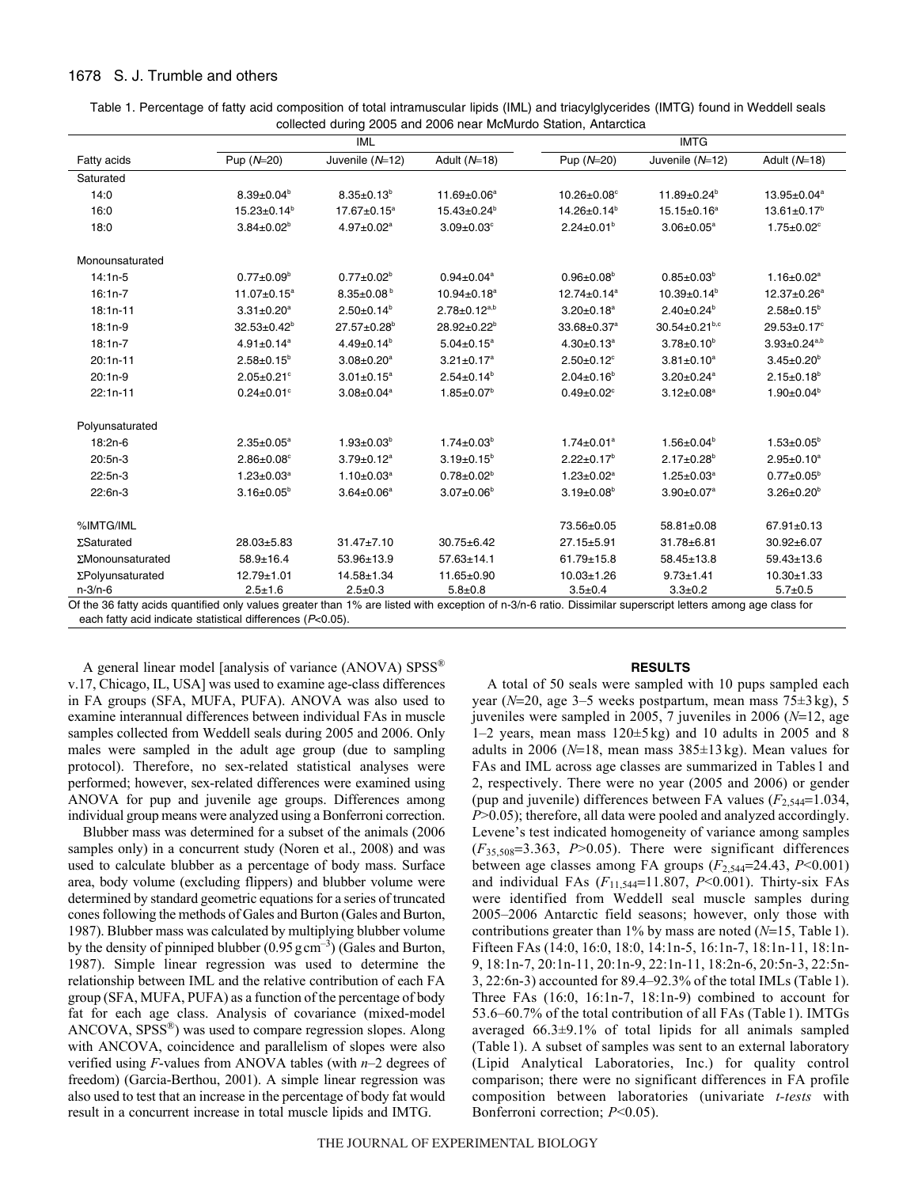Table 1. Percentage of fatty acid composition of total intramuscular lipids (IML) and triacylglycerides (IMTG) found in Weddell seals collected during 2005 and 2006 near McMurdo Station, Antarctica

| Fatty acids | IML | | | IMTG | | |
|---|---|---|---|---|---|---|
| | Pup ($N$=20) | Juvenile ($N$=12) | Adult ($N$=18) | Pup ($N$=20) | Juvenile ($N$=12) | Adult ($N$=18) |
| Saturated | | | | | | |
| 14:0 | 8.39±0.04[b] | 8.35±0.13[b] | 11.69±0.06[a] | 10.26±0.08[c] | 11.89±0.24[b] | 13.95±0.04[a] |
| 16:0 | 15.23±0.14[b] | 17.67±0.15[a] | 15.43±0.24[b] | 14.26±0.14[b] | 15.15±0.16[a] | 13.61±0.17[b] |
| 18:0 | 3.84±0.02[b] | 4.97±0.02[a] | 3.09±0.03[c] | 2.24±0.01[b] | 3.06±0.05[a] | 1.75±0.02[c] |
| Monounsaturated | | | | | | |
| 14:1n-5 | 0.77±0.09[b] | 0.77±0.02[b] | 0.94±0.04[a] | 0.96±0.08[b] | 0.85±0.03[b] | 1.16±0.02[a] |
| 16:1n-7 | 11.07±0.15[a] | 8.35±0.08[b] | 10.94±0.18[a] | 12.74±0.14[a] | 10.39±0.14[b] | 12.37±0.26[a] |
| 18:1n-11 | 3.31±0.20[a] | 2.50±0.14[b] | 2.78±0.12[a,b] | 3.20±0.18[a] | 2.40±0.24[b] | 2.58±0.15[b] |
| 18:1n-9 | 32.53±0.42[b] | 27.57±0.28[b] | 28.92±0.22[b] | 33.68±0.37[a] | 30.54±0.21[b,c] | 29.53±0.17[c] |
| 18:1n-7 | 4.91±0.14[a] | 4.49±0.14[b] | 5.04±0.15[a] | 4.30±0.13[a] | 3.78±0.10[b] | 3.93±0.24[a,b] |
| 20:1n-11 | 2.58±0.15[b] | 3.08±0.20[a] | 3.21±0.17[a] | 2.50±0.12[c] | 3.81±0.10[a] | 3.45±0.20[b] |
| 20:1n-9 | 2.05±0.21[c] | 3.01±0.15[a] | 2.54±0.14[b] | 2.04±0.16[b] | 3.20±0.24[a] | 2.15±0.18[b] |
| 22:1n-11 | 0.24±0.01[c] | 3.08±0.04[a] | 1.85±0.07[b] | 0.49±0.02[c] | 3.12±0.08[a] | 1.90±0.04[b] |
| Polyunsaturated | | | | | | |
| 18:2n-6 | 2.35±0.05[a] | 1.93±0.03[b] | 1.74±0.03[b] | 1.74±0.01[a] | 1.56±0.04[b] | 1.53±0.05[b] |
| 20:5n-3 | 2.86±0.08[c] | 3.79±0.12[a] | 3.19±0.15[b] | 2.22±0.17[b] | 2.17±0.28[b] | 2.95±0.10[a] |
| 22:5n-3 | 1.23±0.03[a] | 1.10±0.03[a] | 0.78±0.02[b] | 1.23±0.02[a] | 1.25±0.03[a] | 0.77±0.05[b] |
| 22:6n-3 | 3.16±0.05[b] | 3.64±0.06[a] | 3.07±0.06[b] | 3.19±0.08[b] | 3.90±0.07[a] | 3.26±0.20[b] |
| %IMTG/IML | | | | 73.56±0.05 | 58.81±0.08 | 67.91±0.13 |
| ΣSaturated | 28.03±5.83 | 31.47±7.10 | 30.75±6.42 | 27.15±5.91 | 31.78±6.81 | 30.92±6.07 |
| ΣMonounsaturated | 58.9±16.4 | 53.96±13.9 | 57.63±14.1 | 61.79±15.8 | 58.45±13.8 | 59.43±13.6 |
| ΣPolyunsaturated | 12.79±1.01 | 14.58±1.34 | 11.65±0.90 | 10.03±1.26 | 9.73±1.41 | 10.30±1.33 |
| n-3/n-6 | 2.5±1.6 | 2.5±0.3 | 5.8±0.8 | 3.5±0.4 | 3.3±0.2 | 5.7±0.5 |

Of the 36 fatty acids quantified only values greater than 1% are listed with exception of n-3/n-6 ratio. Dissimilar superscript letters among age class for each fatty acid indicate statistical differences ($P$<0.05).

A general linear model [analysis of variance (ANOVA) SPSS® v.17, Chicago, IL, USA] was used to examine age-class differences in FA groups (SFA, MUFA, PUFA). ANOVA was also used to examine interannual differences between individual FAs in muscle samples collected from Weddell seals during 2005 and 2006. Only males were sampled in the adult age group (due to sampling protocol). Therefore, no sex-related statistical analyses were performed; however, sex-related differences were examined using ANOVA for pup and juvenile age groups. Differences among individual group means were analyzed using a Bonferroni correction.

Blubber mass was determined for a subset of the animals (2006 samples only) in a concurrent study (Noren et al., 2008) and was used to calculate blubber as a percentage of body mass. Surface area, body volume (excluding flippers) and blubber volume were determined by standard geometric equations for a series of truncated cones following the methods of Gales and Burton (Gales and Burton, 1987). Blubber mass was calculated by multiplying blubber volume by the density of pinniped blubber ($0.95\,\mathrm{g\,cm^{-3}}$) (Gales and Burton, 1987). Simple linear regression was used to determine the relationship between IML and the relative contribution of each FA group (SFA, MUFA, PUFA) as a function of the percentage of body fat for each age class. Analysis of covariance (mixed-model ANCOVA, SPSS®) was used to compare regression slopes. Along with ANCOVA, coincidence and parallelism of slopes were also verified using $F$-values from ANOVA tables (with $n$–2 degrees of freedom) (Garcia-Berthou, 2001). A simple linear regression was also used to test that an increase in the percentage of body fat would result in a concurrent increase in total muscle lipids and IMTG.

## RESULTS

A total of 50 seals were sampled with 10 pups sampled each year ($N$=20, age 3–5 weeks postpartum, mean mass 75±3 kg), 5 juveniles were sampled in 2005, 7 juveniles in 2006 ($N$=12, age 1–2 years, mean mass 120±5 kg) and 10 adults in 2005 and 8 adults in 2006 ($N$=18, mean mass 385±13 kg). Mean values for FAs and IML across age classes are summarized in Tables 1 and 2, respectively. There were no year (2005 and 2006) or gender (pup and juvenile) differences between FA values ($F_{2,544}$=1.034, $P$>0.05); therefore, all data were pooled and analyzed accordingly. Levene's test indicated homogeneity of variance among samples ($F_{35,508}$=3.363, $P$>0.05). There were significant differences between age classes among FA groups ($F_{2,544}$=24.43, $P$<0.001) and individual FAs ($F_{11,544}$=11.807, $P$<0.001). Thirty-six FAs were identified from Weddell seal muscle samples during 2005–2006 Antarctic field seasons; however, only those with contributions greater than 1% by mass are noted ($N$=15, Table 1). Fifteen FAs (14:0, 16:0, 18:0, 14:1n-5, 16:1n-7, 18:1n-11, 18:1n-9, 18:1n-7, 20:1n-11, 20:1n-9, 22:1n-11, 18:2n-6, 20:5n-3, 22:5n-3, 22:6n-3) accounted for 89.4–92.3% of the total IMLs (Table 1). Three FAs (16:0, 16:1n-7, 18:1n-9) combined to account for 53.6–60.7% of the total contribution of all FAs (Table 1). IMTGs averaged 66.3±9.1% of total lipids for all animals sampled (Table 1). A subset of samples was sent to an external laboratory (Lipid Analytical Laboratories, Inc.) for quality control comparison; there were no significant differences in FA profile composition between laboratories (univariate *t-tests* with Bonferroni correction; $P$<0.05).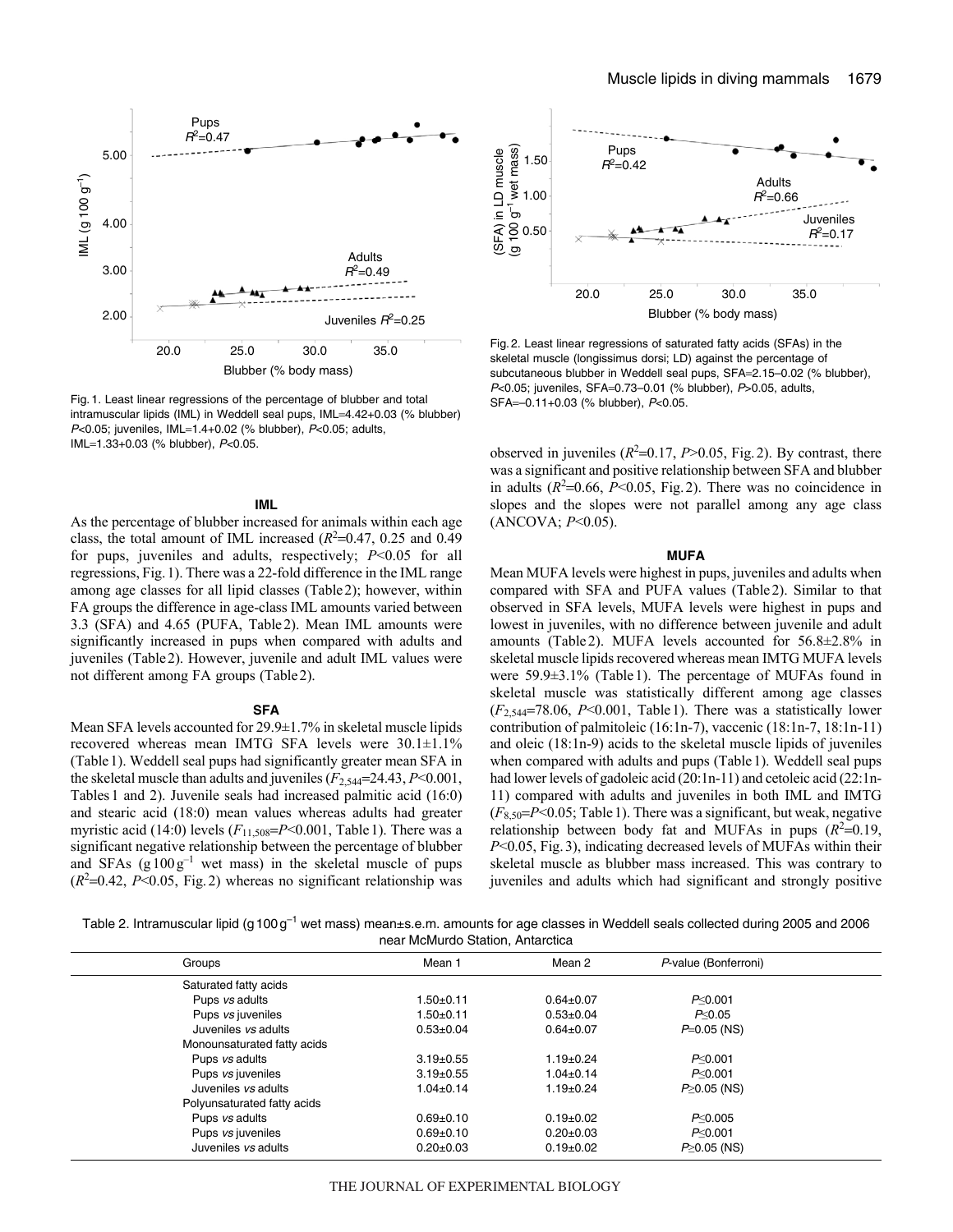Fig. 1. Least linear regressions of the percentage of blubber and total intramuscular lipids (IML) in Weddell seal pups, IML=4.42+0.03 (% blubber) $P<0.05$; juveniles, IML=1.4+0.02 (% blubber), $P<0.05$; adults, IML=1.33+0.03 (% blubber), $P<0.05$.

Fig. 2. Least linear regressions of saturated fatty acids (SFAs) in the skeletal muscle (longissimus dorsi; LD) against the percentage of subcutaneous blubber in Weddell seal pups, SFA=2.15–0.02 (% blubber), $P<0.05$; juveniles, SFA=0.73–0.01 (% blubber), $P>0.05$, adults, SFA=–0.11+0.03 (% blubber), $P<0.05$.

### IML

As the percentage of blubber increased for animals within each age class, the total amount of IML increased ($R^2$=0.47, 0.25 and 0.49 for pups, juveniles and adults, respectively; $P<0.05$ for all regressions, Fig. 1). There was a 22-fold difference in the IML range among age classes for all lipid classes (Table 2); however, within FA groups the difference in age-class IML amounts varied between 3.3 (SFA) and 4.65 (PUFA, Table 2). Mean IML amounts were significantly increased in pups when compared with adults and juveniles (Table 2). However, juvenile and adult IML values were not different among FA groups (Table 2).

### SFA

Mean SFA levels accounted for 29.9±1.7% in skeletal muscle lipids recovered whereas mean IMTG SFA levels were 30.1±1.1% (Table 1). Weddell seal pups had significantly greater mean SFA in the skeletal muscle than adults and juveniles ($F_{2,544}$=24.43, $P<0.001$, Tables 1 and 2). Juvenile seals had increased palmitic acid (16:0) and stearic acid (18:0) mean values whereas adults had greater myristic acid (14:0) levels ($F_{11,508}$=$P<0.001$, Table 1). There was a significant negative relationship between the percentage of blubber and SFAs ($\mathrm{g\,100\,g^{-1}}$ wet mass) in the skeletal muscle of pups ($R^2$=0.42, $P<0.05$, Fig. 2) whereas no significant relationship was observed in juveniles ($R^2$=0.17, $P>0.05$, Fig. 2). By contrast, there was a significant and positive relationship between SFA and blubber in adults ($R^2$=0.66, $P<0.05$, Fig. 2). There was no coincidence in slopes and the slopes were not parallel among any age class (ANCOVA; $P<0.05$).

### MUFA

Mean MUFA levels were highest in pups, juveniles and adults when compared with SFA and PUFA values (Table 2). Similar to that observed in SFA levels, MUFA levels were highest in pups and lowest in juveniles, with no difference between juvenile and adult amounts (Table 2). MUFA levels accounted for 56.8±2.8% in skeletal muscle lipids recovered whereas mean IMTG MUFA levels were 59.9±3.1% (Table 1). The percentage of MUFAs found in skeletal muscle was statistically different among age classes ($F_{2,544}$=78.06, $P<0.001$, Table 1). There was a statistically lower contribution of palmitoleic (16:1n-7), vaccenic (18:1n-7, 18:1n-11) and oleic (18:1n-9) acids to the skeletal muscle lipids of juveniles when compared with adults and pups (Table 1). Weddell seal pups had lower levels of gadoleic acid (20:1n-11) and cetoleic acid (22:1n-11) compared with adults and juveniles in both IML and IMTG ($F_{8,50}$=$P<0.05$; Table 1). There was a significant, but weak, negative relationship between body fat and MUFAs in pups ($R^2$=0.19, $P<0.05$, Fig. 3), indicating decreased levels of MUFAs within their skeletal muscle as blubber mass increased. This was contrary to juveniles and adults which had significant and strongly positive

Table 2. Intramuscular lipid ($\mathrm{g\,100\,g^{-1}}$ wet mass) mean±s.e.m. amounts for age classes in Weddell seals collected during 2005 and 2006 near McMurdo Station, Antarctica

| Groups | Mean 1 | Mean 2 | *P*-value (Bonferroni) |
|---|---|---|---|
| Saturated fatty acids | | | |
| Pups *vs* adults | 1.50±0.11 | 0.64±0.07 | $P\leq0.001$ |
| Pups *vs* juveniles | 1.50±0.11 | 0.53±0.04 | $P\leq0.05$ |
| Juveniles *vs* adults | 0.53±0.04 | 0.64±0.07 | $P$=0.05 (NS) |
| Monounsaturated fatty acids | | | |
| Pups *vs* adults | 3.19±0.55 | 1.19±0.24 | $P\leq0.001$ |
| Pups *vs* juveniles | 3.19±0.55 | 1.04±0.14 | $P\leq0.001$ |
| Juveniles *vs* adults | 1.04±0.14 | 1.19±0.24 | $P\geq0.05$ (NS) |
| Polyunsaturated fatty acids | | | |
| Pups *vs* adults | 0.69±0.10 | 0.19±0.02 | $P\leq0.005$ |
| Pups *vs* juveniles | 0.69±0.10 | 0.20±0.03 | $P\leq0.001$ |
| Juveniles *vs* adults | 0.20±0.03 | 0.19±0.02 | $P\geq0.05$ (NS) |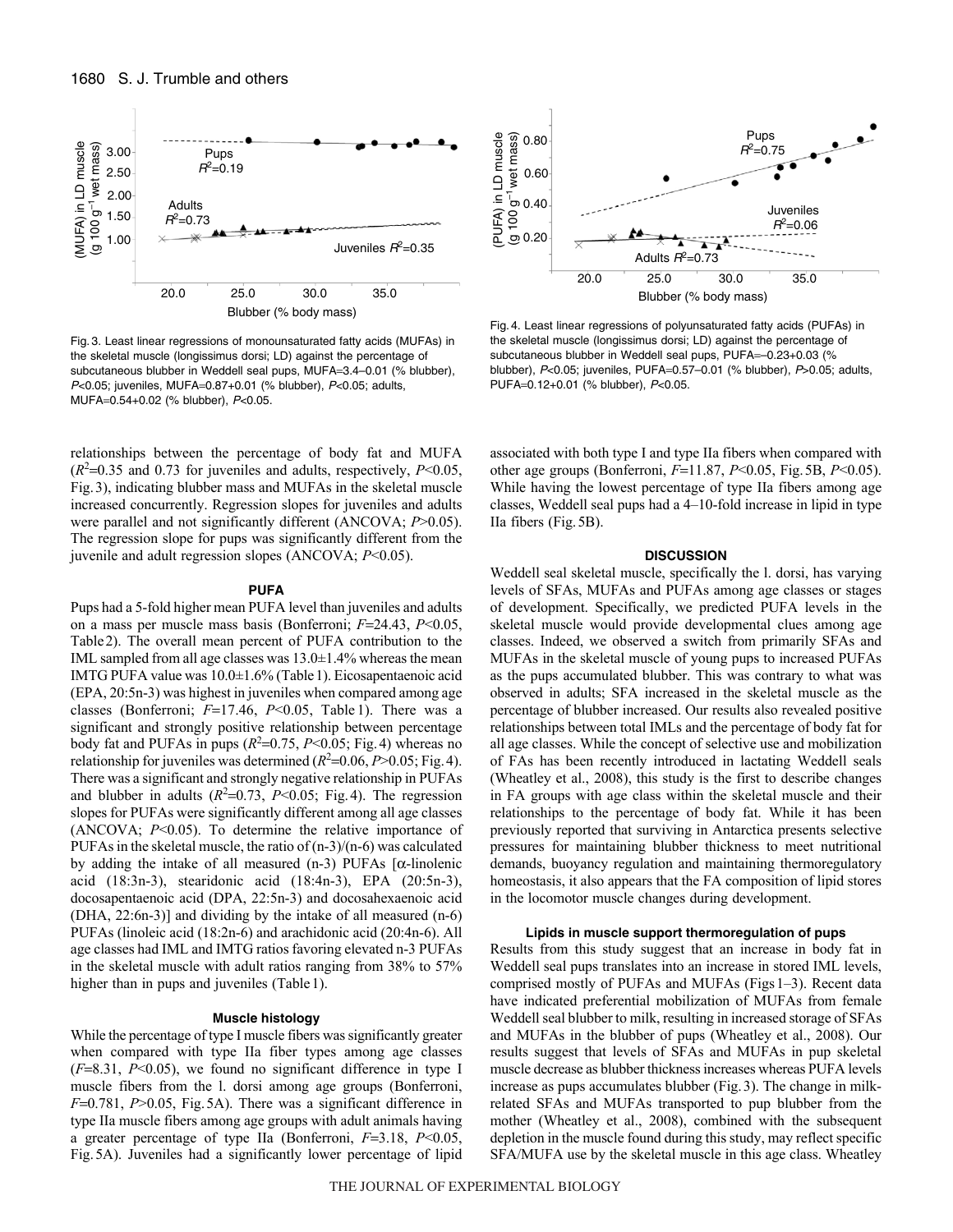Fig. 3. Least linear regressions of monounsaturated fatty acids (MUFAs) in the skeletal muscle (longissimus dorsi; LD) against the percentage of subcutaneous blubber in Weddell seal pups, MUFA=3.4–0.01 (% blubber), $P<0.05$; juveniles, MUFA=0.87+0.01 (% blubber), $P<0.05$; adults, MUFA=0.54+0.02 (% blubber), $P<0.05$.

Fig. 4. Least linear regressions of polyunsaturated fatty acids (PUFAs) in the skeletal muscle (longissimus dorsi; LD) against the percentage of subcutaneous blubber in Weddell seal pups, PUFA=–0.23+0.03 (% blubber), $P<0.05$; juveniles, PUFA=0.57–0.01 (% blubber), $P>0.05$; adults, PUFA=0.12+0.01 (% blubber), $P<0.05$.

relationships between the percentage of body fat and MUFA ($R^2$=0.35 and 0.73 for juveniles and adults, respectively, $P<0.05$, Fig. 3), indicating blubber mass and MUFAs in the skeletal muscle increased concurrently. Regression slopes for juveniles and adults were parallel and not significantly different (ANCOVA; $P>0.05$). The regression slope for pups was significantly different from the juvenile and adult regression slopes (ANCOVA; $P<0.05$).

### PUFA

Pups had a 5-fold higher mean PUFA level than juveniles and adults on a mass per muscle mass basis (Bonferroni; $F$=24.43, $P<0.05$, Table 2). The overall mean percent of PUFA contribution to the IML sampled from all age classes was 13.0±1.4% whereas the mean IMTG PUFA value was 10.0±1.6% (Table 1). Eicosapentaenoic acid (EPA, 20:5n-3) was highest in juveniles when compared among age classes (Bonferroni; $F$=17.46, $P<0.05$, Table 1). There was a significant and strongly positive relationship between percentage body fat and PUFAs in pups ($R^2$=0.75, $P<0.05$; Fig. 4) whereas no relationship for juveniles was determined ($R^2$=0.06, $P>0.05$; Fig. 4). There was a significant and strongly negative relationship in PUFAs and blubber in adults ($R^2$=0.73, $P<0.05$; Fig. 4). The regression slopes for PUFAs were significantly different among all age classes (ANCOVA; $P<0.05$). To determine the relative importance of PUFAs in the skeletal muscle, the ratio of (n-3)/(n-6) was calculated by adding the intake of all measured (n-3) PUFAs [α-linolenic acid (18:3n-3), stearidonic acid (18:4n-3), EPA (20:5n-3), docosapentaenoic acid (DPA, 22:5n-3) and docosahexaenoic acid (DHA, 22:6n-3)] and dividing by the intake of all measured (n-6) PUFAs (linoleic acid (18:2n-6) and arachidonic acid (20:4n-6). All age classes had IML and IMTG ratios favoring elevated n-3 PUFAs in the skeletal muscle with adult ratios ranging from 38% to 57% higher than in pups and juveniles (Table 1).

### Muscle histology

While the percentage of type I muscle fibers was significantly greater when compared with type IIa fiber types among age classes ($F$=8.31, $P<0.05$), we found no significant difference in type I muscle fibers from the l. dorsi among age groups (Bonferroni, $F$=0.781, $P>0.05$, Fig. 5A). There was a significant difference in type IIa muscle fibers among age groups with adult animals having a greater percentage of type IIa (Bonferroni, $F$=3.18, $P<0.05$, Fig. 5A). Juveniles had a significantly lower percentage of lipid associated with both type I and type IIa fibers when compared with other age groups (Bonferroni, $F$=11.87, $P<0.05$, Fig. 5B, $P<0.05$). While having the lowest percentage of type IIa fibers among age classes, Weddell seal pups had a 4–10-fold increase in lipid in type IIa fibers (Fig. 5B).

## DISCUSSION

Weddell seal skeletal muscle, specifically the l. dorsi, has varying levels of SFAs, MUFAs and PUFAs among age classes or stages of development. Specifically, we predicted PUFA levels in the skeletal muscle would provide developmental clues among age classes. Indeed, we observed a switch from primarily SFAs and MUFAs in the skeletal muscle of young pups to increased PUFAs as the pups accumulated blubber. This was contrary to what was observed in adults; SFA increased in the skeletal muscle as the percentage of blubber increased. Our results also revealed positive relationships between total IMLs and the percentage of body fat for all age classes. While the concept of selective use and mobilization of FAs has been recently introduced in lactating Weddell seals (Wheatley et al., 2008), this study is the first to describe changes in FA groups with age class within the skeletal muscle and their relationships to the percentage of body fat. While it has been previously reported that surviving in Antarctica presents selective pressures for maintaining blubber thickness to meet nutritional demands, buoyancy regulation and maintaining thermoregulatory homeostasis, it also appears that the FA composition of lipid stores in the locomotor muscle changes during development.

### Lipids in muscle support thermoregulation of pups

Results from this study suggest that an increase in body fat in Weddell seal pups translates into an increase in stored IML levels, comprised mostly of PUFAs and MUFAs (Figs 1–3). Recent data have indicated preferential mobilization of MUFAs from female Weddell seal blubber to milk, resulting in increased storage of SFAs and MUFAs in the blubber of pups (Wheatley et al., 2008). Our results suggest that levels of SFAs and MUFAs in pup skeletal muscle decrease as blubber thickness increases whereas PUFA levels increase as pups accumulates blubber (Fig. 3). The change in milk-related SFAs and MUFAs transported to pup blubber from the mother (Wheatley et al., 2008), combined with the subsequent depletion in the muscle found during this study, may reflect specific SFA/MUFA use by the skeletal muscle in this age class. Wheatley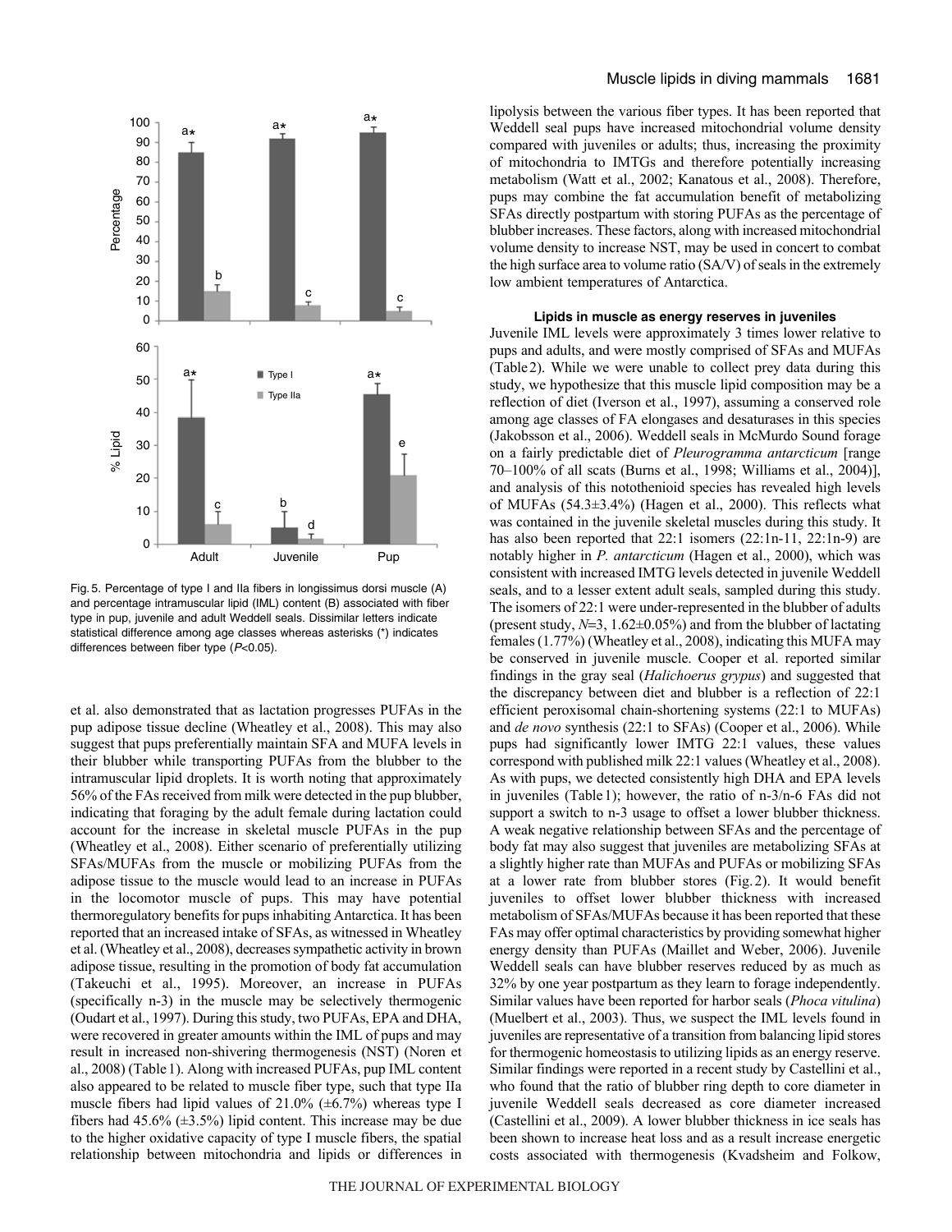Fig. 5. Percentage of type I and IIa fibers in longissimus dorsi muscle (A) and percentage intramuscular lipid (IML) content (B) associated with fiber type in pup, juvenile and adult Weddell seals. Dissimilar letters indicate statistical difference among age classes whereas asterisks (*) indicates differences between fiber type ($P<0.05$).

et al. also demonstrated that as lactation progresses PUFAs in the pup adipose tissue decline (Wheatley et al., 2008). This may also suggest that pups preferentially maintain SFA and MUFA levels in their blubber while transporting PUFAs from the blubber to the intramuscular lipid droplets. It is worth noting that approximately 56% of the FAs received from milk were detected in the pup blubber, indicating that foraging by the adult female during lactation could account for the increase in skeletal muscle PUFAs in the pup (Wheatley et al., 2008). Either scenario of preferentially utilizing SFAs/MUFAs from the muscle or mobilizing PUFAs from the adipose tissue to the muscle would lead to an increase in PUFAs in the locomotor muscle of pups. This may have potential thermoregulatory benefits for pups inhabiting Antarctica. It has been reported that an increased intake of SFAs, as witnessed in Wheatley et al. (Wheatley et al., 2008), decreases sympathetic activity in brown adipose tissue, resulting in the promotion of body fat accumulation (Takeuchi et al., 1995). Moreover, an increase in PUFAs (specifically n-3) in the muscle may be selectively thermogenic (Oudart et al., 1997). During this study, two PUFAs, EPA and DHA, were recovered in greater amounts within the IML of pups and may result in increased non-shivering thermogenesis (NST) (Noren et al., 2008) (Table 1). Along with increased PUFAs, pup IML content also appeared to be related to muscle fiber type, such that type IIa muscle fibers had lipid values of 21.0% (±6.7%) whereas type I fibers had 45.6% (±3.5%) lipid content. This increase may be due to the higher oxidative capacity of type I muscle fibers, the spatial relationship between mitochondria and lipids or differences in lipolysis between the various fiber types. It has been reported that Weddell seal pups have increased mitochondrial volume density compared with juveniles or adults; thus, increasing the proximity of mitochondria to IMTGs and therefore potentially increasing metabolism (Watt et al., 2002; Kanatous et al., 2008). Therefore, pups may combine the fat accumulation benefit of metabolizing SFAs directly postpartum with storing PUFAs as the percentage of blubber increases. These factors, along with increased mitochondrial volume density to increase NST, may be used in concert to combat the high surface area to volume ratio (SA/V) of seals in the extremely low ambient temperatures of Antarctica.

### Lipids in muscle as energy reserves in juveniles

Juvenile IML levels were approximately 3 times lower relative to pups and adults, and were mostly comprised of SFAs and MUFAs (Table 2). While we were unable to collect prey data during this study, we hypothesize that this muscle lipid composition may be a reflection of diet (Iverson et al., 1997), assuming a conserved role among age classes of FA elongases and desaturases in this species (Jakobsson et al., 2006). Weddell seals in McMurdo Sound forage on a fairly predictable diet of *Pleurogramma antarcticum* [range 70–100% of all scats (Burns et al., 1998; Williams et al., 2004)], and analysis of this notothenioid species has revealed high levels of MUFAs (54.3±3.4%) (Hagen et al., 2000). This reflects what was contained in the juvenile skeletal muscles during this study. It has also been reported that 22:1 isomers (22:1n-11, 22:1n-9) are notably higher in *P. antarcticum* (Hagen et al., 2000), which was consistent with increased IMTG levels detected in juvenile Weddell seals, and to a lesser extent adult seals, sampled during this study. The isomers of 22:3 were under-represented in the blubber of adults (present study, $N$=3, 1.62±0.05%) and from the blubber of lactating females (1.77%) (Wheatley et al., 2008), indicating this MUFA may be conserved in juvenile muscle. Cooper et al. reported similar findings in the gray seal (*Halichoerus grypus*) and suggested that the discrepancy between diet and blubber is a reflection of 22:1 efficient peroxisomal chain-shortening systems (22:1 to MUFAs) and *de novo* synthesis (22:1 to SFAs) (Cooper et al., 2006). While pups had significantly lower IMTG 22:1 values, these values correspond with published milk 22:1 values (Wheatley et al., 2008). As with pups, we detected consistently high DHA and EPA levels in juveniles (Table 1); however, the ratio of n-3/n-6 FAs did not support a switch to n-3 usage to offset a lower blubber thickness. A weak negative relationship between SFAs and the percentage of body fat may also suggest that juveniles are metabolizing SFAs at a slightly higher rate than MUFAs and PUFAs or mobilizing SFAs at a lower rate from blubber stores (Fig. 2). It would benefit juveniles to offset lower blubber thickness with increased metabolism of SFAs/MUFAs because it has been reported that these FAs may offer optimal characteristics by providing somewhat higher energy density than PUFAs (Maillet and Weber, 2006). Juvenile Weddell seals can have blubber reserves reduced by as much as 32% by one year postpartum as they learn to forage independently. Similar values have been reported for harbor seals (*Phoca vitulina*) (Muelbert et al., 2003). Thus, we suspect the IML levels found in juveniles are representative of a transition from balancing lipid stores for thermogenic homeostasis to utilizing lipids as an energy reserve. Similar findings were reported in a recent study by Castellini et al., who found that the ratio of blubber ring depth to core diameter in juvenile Weddell seals decreased as core diameter increased (Castellini et al., 2009). A lower blubber thickness in ice seals has been shown to increase heat loss and as a result increase energetic costs associated with thermogenesis (Kvadsheim and Folkow,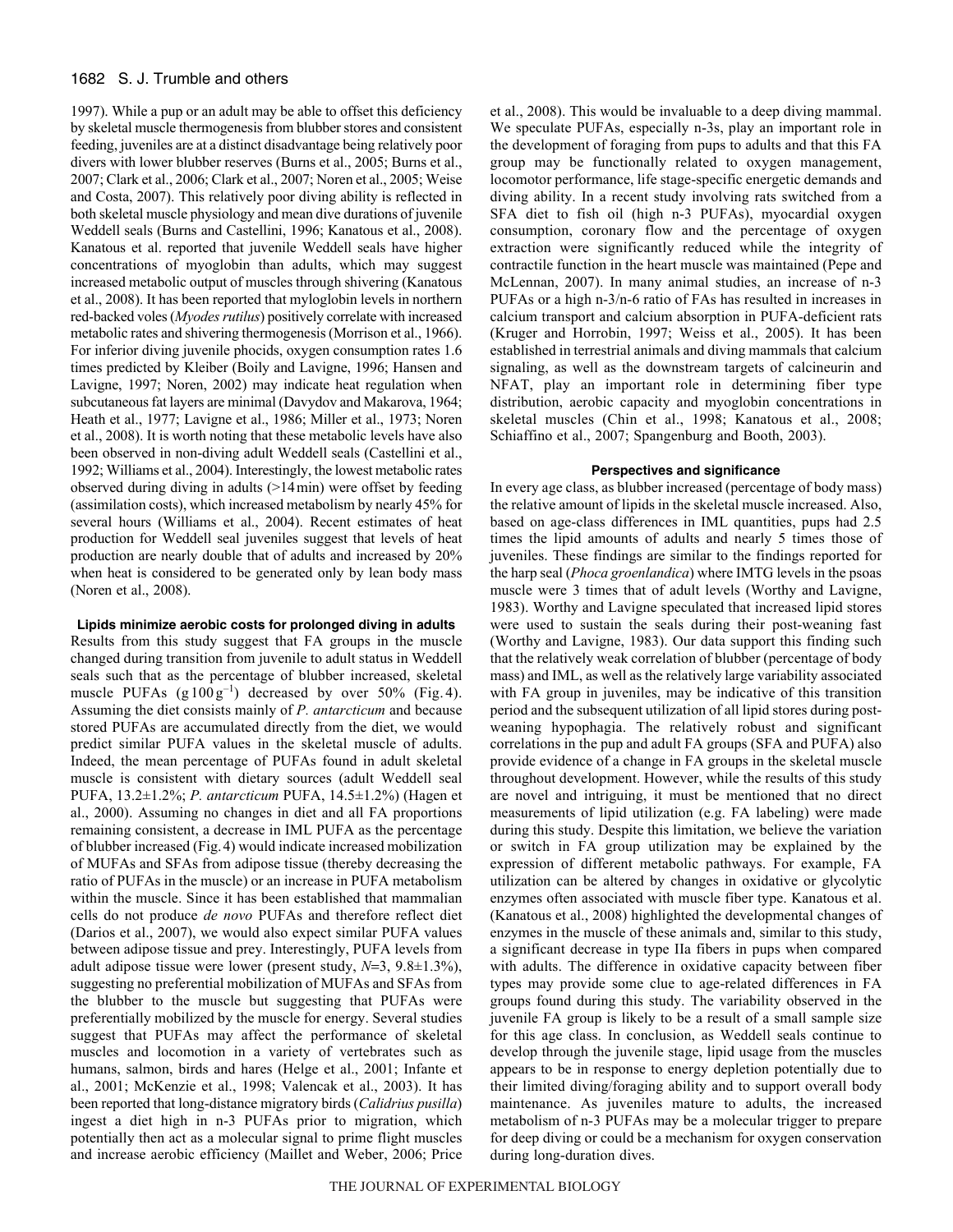1997). While a pup or an adult may be able to offset this deficiency by skeletal muscle thermogenesis from blubber stores and consistent feeding, juveniles are at a distinct disadvantage being relatively poor divers with lower blubber reserves (Burns et al., 2005; Burns et al., 2007; Clark et al., 2006; Clark et al., 2007; Noren et al., 2005; Weise and Costa, 2007). This relatively poor diving ability is reflected in both skeletal muscle physiology and mean dive durations of juvenile Weddell seals (Burns and Castellini, 1996; Kanatous et al., 2008). Kanatous et al. reported that juvenile Weddell seals have higher concentrations of myoglobin than adults, which may suggest increased metabolic output of muscles through shivering (Kanatous et al., 2008). It has been reported that myloglobin levels in northern red-backed voles (*Myodes rutilus*) positively correlate with increased metabolic rates and shivering thermogenesis (Morrison et al., 1966). For inferior diving juvenile phocids, oxygen consumption rates 1.6 times predicted by Kleiber (Boily and Lavigne, 1996; Hansen and Lavigne, 1997; Noren, 2002) may indicate heat regulation when subcutaneous fat layers are minimal (Davydov and Makarova, 1964; Heath et al., 1977; Lavigne et al., 1986; Miller et al., 1973; Noren et al., 2008). It is worth noting that these metabolic levels have also been observed in non-diving adult Weddell seals (Castellini et al., 1992; Williams et al., 2004). Interestingly, the lowest metabolic rates observed during diving in adults (>14 min) were offset by feeding (assimilation costs), which increased metabolism by nearly 45% for several hours (Williams et al., 2004). Recent estimates of heat production for Weddell seal juveniles suggest that levels of heat production are nearly double that of adults and increased by 20% when heat is considered to be generated only by lean body mass (Noren et al., 2008).

### Lipids minimize aerobic costs for prolonged diving in adults

Results from this study suggest that FA groups in the muscle changed during transition from juvenile to adult status in Weddell seals such that as the percentage of blubber increased, skeletal muscle PUFAs ($g\,100\,g^{-1}$) decreased by over 50% (Fig. 4). Assuming the diet consists mainly of *P. antarcticum* and because stored PUFAs are accumulated directly from the diet, we would predict similar PUFA values in the skeletal muscle of adults. Indeed, the mean percentage of PUFAs found in adult skeletal muscle is consistent with dietary sources (adult Weddell seal PUFA, 13.2±1.2%; *P. antarcticum* PUFA, 14.5±1.2%) (Hagen et al., 2000). Assuming no changes in diet and all FA proportions remaining consistent, a decrease in IML PUFA as the percentage of blubber increased (Fig. 4) would indicate increased mobilization of MUFAs and SFAs from adipose tissue (thereby decreasing the ratio of PUFAs in the muscle) or an increase in PUFA metabolism within the muscle. Since it has been established that mammalian cells do not produce *de novo* PUFAs and therefore reflect diet (Darios et al., 2007), we would also expect similar PUFA values between adipose tissue and prey. Interestingly, PUFA levels from adult adipose tissue were lower (present study, $N$=3, 9.8±1.3%), suggesting no preferential mobilization of MUFAs and SFAs from the blubber to the muscle but suggesting that PUFAs were preferentially mobilized by the muscle for energy. Several studies suggest that PUFAs may affect the performance of skeletal muscles and locomotion in a variety of vertebrates such as humans, salmon, birds and hares (Helge et al., 2001; Infante et al., 2001; McKenzie et al., 1998; Valencak et al., 2003). It has been reported that long-distance migratory birds (*Calidrius pusilla*) ingest a diet high in n-3 PUFAs prior to migration, which potentially then act as a molecular signal to prime flight muscles and increase aerobic efficiency (Maillet and Weber, 2006; Price et al., 2008). This would be invaluable to a deep diving mammal. We speculate PUFAs, especially n-3s, play an important role in the development of foraging from pups to adults and that this FA group may be functionally related to oxygen management, locomotor performance, life stage-specific energetic demands and diving ability. In a recent study involving rats switched from a SFA diet to fish oil (high n-3 PUFAs), myocardial oxygen consumption, coronary flow and the percentage of oxygen extraction were significantly reduced while the integrity of contractile function in the heart muscle was maintained (Pepe and McLennan, 2007). In many animal studies, an increase of n-3 PUFAs or a high n-3/n-6 ratio of FAs has resulted in increases in calcium transport and calcium absorption in PUFA-deficient rats (Kruger and Horrobin, 1997; Weiss et al., 2005). It has been established in terrestrial animals and diving mammals that calcium signaling, as well as the downstream targets of calcineurin and NFAT, play an important role in determining fiber type distribution, aerobic capacity and myoglobin concentrations in skeletal muscles (Chin et al., 1998; Kanatous et al., 2008; Schiaffino et al., 2007; Spangenburg and Booth, 2003).

### Perspectives and significance

In every age class, as blubber increased (percentage of body mass) the relative amount of lipids in the skeletal muscle increased. Also, based on age-class differences in IML quantities, pups had 2.5 times the lipid amounts of adults and nearly 5 times those of juveniles. These findings are similar to the findings reported for the harp seal (*Phoca groenlandica*) where IMTG levels in the psoas muscle were 3 times that of adult levels (Worthy and Lavigne, 1983). Worthy and Lavigne speculated that increased lipid stores were used to sustain the seals during their post-weaning fast (Worthy and Lavigne, 1983). Our data support this finding such that the relatively weak correlation of blubber (percentage of body mass) and IML, as well as the relatively large variability associated with FA group in juveniles, may be indicative of this transition period and the subsequent utilization of all lipid stores during post-weaning hypophagia. The relatively robust and significant correlations in the pup and adult FA groups (SFA and PUFA) also provide evidence of a change in FA groups in the skeletal muscle throughout development. However, while the results of this study are novel and intriguing, it must be mentioned that no direct measurements of lipid utilization (e.g. FA labeling) were made during this study. Despite this limitation, we believe the variation or switch in FA group utilization may be explained by the expression of different metabolic pathways. For example, FA utilization can be altered by changes in oxidative or glycolytic enzymes often associated with muscle fiber type. Kanatous et al. (Kanatous et al., 2008) highlighted the developmental changes of enzymes in the muscle of these animals and, similar to this study, a significant decrease in type IIa fibers in pups when compared with adults. The difference in oxidative capacity between fiber types may provide some clue to age-related differences in FA groups found during this study. The variability observed in the juvenile FA group is likely to be a result of a small sample size for this age class. In conclusion, as Weddell seals continue to develop through the juvenile stage, lipid usage from the muscles appears to be in response to energy depletion potentially due to their limited diving/foraging ability and to support overall body maintenance. As juveniles mature to adults, the increased metabolism of n-3 PUFAs may be a molecular trigger to prepare for deep diving or could be a mechanism for oxygen conservation during long-duration dives.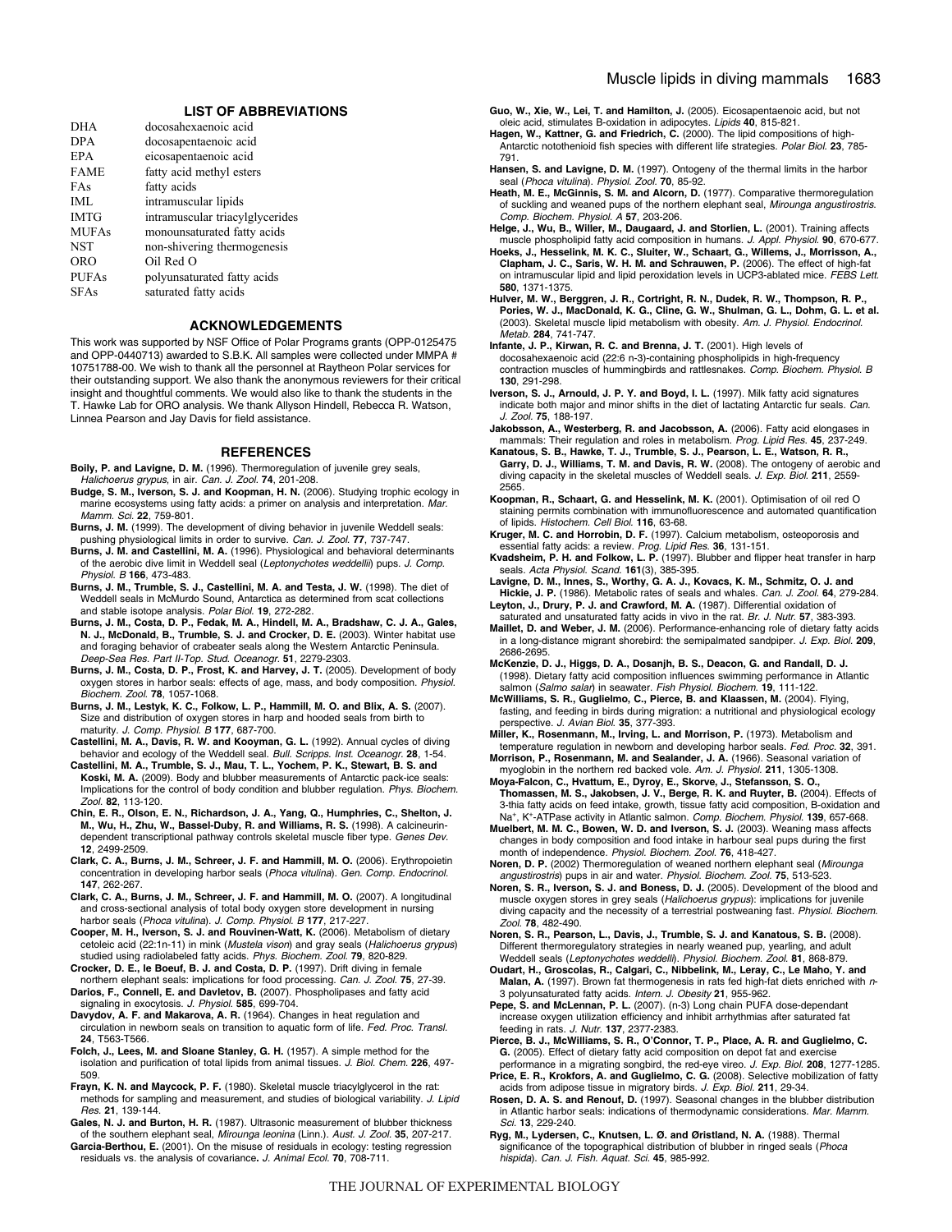## LIST OF ABBREVIATIONS

| | |
|---|---|
| DHA | docosahexaenoic acid |
| DPA | docosapentaenoic acid |
| EPA | eicosapentaenoic acid |
| FAME | fatty acid methyl esters |
| FAs | fatty acids |
| IML | intramuscular lipids |
| IMTG | intramuscular triacylglycerides |
| MUFAs | monounsaturated fatty acids |
| NST | non-shivering thermogenesis |
| ORO | Oil Red O |
| PUFAs | polyunsaturated fatty acids |
| SFAs | saturated fatty acids |

## ACKNOWLEDGEMENTS

This work was supported by NSF Office of Polar Programs grants (OPP-0125475 and OPP-0440713) awarded to S.B.K. All samples were collected under MMPA # 10751788-00. We wish to thank all the personnel at Raytheon Polar services for their outstanding support. We also thank the anonymous reviewers for their critical insight and thoughtful comments. We would also like to thank the students in the T. Hawke Lab for ORO analysis. We thank Allyson Hindell, Rebecca R. Watson, Linnea Pearson and Jay Davis for field assistance.

## REFERENCES

**Boily, P. and Lavigne, D. M.** (1996). Thermoregulation of juvenile grey seals, *Halichoerus grypus*, in air. *Can. J. Zool.* **74**, 201-208.

**Budge, S. M., Iverson, S. J. and Koopman, H. N.** (2006). Studying trophic ecology in marine ecosystems using fatty acids: a primer on analysis and interpretation. *Mar. Mamm. Sci.* **22**, 759-801.

**Burns, J. M.** (1999). The development of diving behavior in juvenile Weddell seals: pushing physiological limits in order to survive. *Can. J. Zool.* **77**, 737-747.

**Burns, J. M. and Castellini, M. A.** (1996). Physiological and behavioral determinants of the aerobic dive limit in Weddell seal (*Leptonychotes weddellii*) pups. *J. Comp. Physiol. B* **166**, 473-483.

**Burns, J. M., Trumble, S. J., Castellini, M. A. and Testa, J. W.** (1998). The diet of Weddell seals in McMurdo Sound, Antarctica as determined from scat collections and stable isotope analysis. *Polar Biol.* **19**, 272-282.

**Burns, J. M., Costa, D. P., Fedak, M. A., Hindell, M. A., Bradshaw, C. J. A., Gales, N. J., McDonald, B., Trumble, S. J. and Crocker, D. E.** (2003). Winter habitat use and foraging behavior of crabeater seals along the Western Antarctic Peninsula. *Deep-Sea Res. Part II-Top. Stud. Oceanogr.* **51**, 2279-2303.

**Burns, J. M., Costa, D. P., Frost, K. and Harvey, J. T.** (2005). Development of body oxygen stores in harbor seals: effects of age, mass, and body composition. *Physiol. Biochem. Zool.* **78**, 1057-1068.

**Burns, J. M., Lestyk, K. C., Folkow, L. P., Hammill, M. O. and Blix, A. S.** (2007). Size and distribution of oxygen stores in harp and hooded seals from birth to maturity. *J. Comp. Physiol. B* **177**, 687-700.

**Castellini, M. A., Davis, R. W. and Kooyman, G. L.** (1992). Annual cycles of diving behavior and ecology of the Weddell seal. *Bull. Scripps. Inst. Oceanogr.* **28**, 1-54.

**Castellini, M. A., Trumble, S. J., Mau, T. L., Yochem, P. K., Stewart, B. S. and Koski, M. A.** (2009). Body and blubber measurements of Antarctic pack-ice seals: Implications for the control of body condition and blubber regulation. *Phys. Biochem. Zool.* **82**, 113-120.

**Chin, E. R., Olson, E. N., Richardson, J. A., Yang, Q., Humphries, C., Shelton, J. M., Wu, H., Zhu, W., Bassel-Duby, R. and Williams, R. S.** (1998). A calcineurin-dependent transcriptional pathway controls skeletal muscle fiber type. *Genes Dev.* **12**, 2499-2509.

**Clark, C. A., Burns, J. M., Schreer, J. F. and Hammill, M. O.** (2006). Erythropoietin concentration in developing harbor seals (*Phoca vitulina*). *Gen. Comp. Endocrinol.* **147**, 262-267.

**Clark, C. A., Burns, J. M., Schreer, J. F. and Hammill, M. O.** (2007). A longitudinal and cross-sectional analysis of total body oxygen store development in nursing harbor seals (*Phoca vitulina*). *J. Comp. Physiol. B* **177**, 217-227.

**Cooper, M. H., Iverson, S. J. and Rouvinen-Watt, K.** (2006). Metabolism of dietary cetoleic acid (22:1n-11) in mink (*Mustela vison*) and gray seals (*Halichoerus grypus*) studied using radiolabeled fatty acids. *Phys. Biochem. Zool.* **79**, 820-829.

**Crocker, D. E., le Boeuf, B. J. and Costa, D. P.** (1997). Drift diving in female northern elephant seals: implications for food processing. *Can. J. Zool.* **75**, 27-39.

**Darios, F., Connell, E. and Davletov, B.** (2007). Phospholipases and fatty acid signaling in exocytosis. *J. Physiol.* **585**, 699-704.

**Davydov, A. F. and Makarova, A. R.** (1964). Changes in heat regulation and circulation in newborn seals on transition to aquatic form of life. *Fed. Proc. Transl.* **24**, T563-T566.

**Folch, J., Lees, M. and Sloane Stanley, G. H.** (1957). A simple method for the isolation and purification of total lipids from animal tissues. *J. Biol. Chem.* **226**, 497-509.

**Frayn, K. N. and Maycock, P. F.** (1980). Skeletal muscle triacylglycerol in the rat: methods for sampling and measurement, and studies of biological variability. *J. Lipid Res.* **21**, 139-144.

**Gales, N. J. and Burton, H. R.** (1987). Ultrasonic measurement of blubber thickness of the southern elephant seal, *Mirounga leonina* (Linn.). *Aust. J. Zool.* **35**, 207-217.

**Garcia-Berthou, E.** (2001). On the misuse of residuals in ecology: testing regression residuals vs. the analysis of covariance. *J. Animal Ecol.* **70**, 708-711.

**Guo, W., Xie, W., Lei, T. and Hamilton, J.** (2005). Eicosapentaenoic acid, but not oleic acid, stimulates B-oxidation in adipocytes. *Lipids* **40**, 815-821.

**Hagen, W., Kattner, G. and Friedrich, C.** (2000). The lipid compositions of high-Antarctic notothenioid fish species with different life strategies. *Polar Biol.* **23**, 785-791.

**Hansen, S. and Lavigne, D. M.** (1997). Ontogeny of the thermal limits in the harbor seal (*Phoca vitulina*). *Physiol. Zool.* **70**, 85-92.

**Heath, M. E., McGinnis, S. M. and Alcorn, D.** (1977). Comparative thermoregulation of suckling and weaned pups of the northern elephant seal, *Mirounga angustirostris*. *Comp. Biochem. Physiol. A* **57**, 203-206.

**Helge, J., Wu, B., Willer, M., Daugaard, J. and Storlien, L.** (2001). Training affects muscle phospholipid fatty acid composition in humans. *J. Appl. Physiol.* **90**, 670-677.

**Hoeks, J., Hesselink, M. K. C., Sluiter, W., Schaart, G., Willems, J., Morrisson, A., Clapham, J. C., Saris, W. H. M. and Schrauwen, P.** (2006). The effect of high-fat on intramuscular lipid and lipid peroxidation levels in UCP3-ablated mice. *FEBS Lett.* **580**, 1371-1375.

**Hulver, M. W., Berggren, J. R., Cortright, R. N., Dudek, R. W., Thompson, R. P., Pories, W. J., MacDonald, K. G., Cline, G. W., Shulman, G. L., Dohm, G. L. et al.** (2003). Skeletal muscle lipid metabolism with obesity. *Am. J. Physiol. Endocrinol. Metab.* **284**, 741-747.

**Infante, J. P., Kirwan, R. C. and Brenna, J. T.** (2001). High levels of docosahexaenoic acid (22:6 n-3)-containing phospholipids in high-frequency contraction muscles of hummingbirds and rattlesnakes. *Comp. Biochem. Physiol. B* **130**, 291-298.

**Iverson, S. J., Arnould, J. P. Y. and Boyd, I. L.** (1997). Milk fatty acid signatures indicate both major and minor shifts in the diet of lactating Antarctic fur seals. *Can. J. Zool.* **75**, 188-197.

**Jakobsson, A., Westerberg, R. and Jacobsson, A.** (2006). Fatty acid elongases in mammals: Their regulation and roles in metabolism. *Prog. Lipid Res.* **45**, 237-249.

**Kanatous, S. B., Hawke, T. J., Trumble, S. J., Pearson, L. E., Watson, R. R., Garry, D. J., Williams, T. M. and Davis, R. W.** (2008). The ontogeny of aerobic and diving capacity in the skeletal muscles of Weddell seals. *J. Exp. Biol.* **211**, 2559-2565.

**Koopman, R., Schaart, G. and Hesselink, M. K.** (2001). Optimisation of oil red O staining permits combination with immunofluorescence and automated quantification of lipids. *Histochem. Cell Biol.* **116**, 63-68.

**Kruger, M. C. and Horrobin, D. F.** (1997). Calcium metabolism, osteoporosis and essential fatty acids: a review. *Prog. Lipid Res.* **36**, 131-151.

**Kvadsheim, P. H. and Folkow, L. P.** (1997). Blubber and flipper heat transfer in harp seals. *Acta Physiol. Scand.* **161**(3), 385-395.

**Lavigne, D. M., Innes, S., Worthy, G. A. J., Kovacs, K. M., Schmitz, O. J. and Hickie, J. P.** (1986). Metabolic rates of seals and whales. *Can. J. Zool.* **64**, 279-284.

**Leyton, J., Drury, P. J. and Crawford, M. A.** (1987). Differential oxidation of saturated and unsaturated fatty acids in vivo in the rat. *Br. J. Nutr.* **57**, 383-393.

**Maillet, D. and Weber, J. M.** (2006). Performance-enhancing role of dietary fatty acids in a long-distance migrant shorebird: the semipalmated sandpiper. *J. Exp. Biol.* **209**, 2686-2695.

**McKenzie, D. J., Higgs, D. A., Dosanjh, B. S., Deacon, G. and Randall, D. J.** (1998). Dietary fatty acid composition influences swimming performance in Atlantic salmon (*Salmo salar*) in seawater. *Fish Physiol. Biochem.* **19**, 111-122.

**McWilliams, S. R., Guglielmo, C., Pierce, B. and Klaassen, M.** (2004). Flying, fasting, and feeding in birds during migration: a nutritional and physiological ecology perspective. *J. Avian Biol.* **35**, 377-393.

**Miller, K., Rosenmann, M., Irving, L. and Morrison, P.** (1973). Metabolism and temperature regulation in newborn and developing harbor seals. *Fed. Proc.* **32**, 391.

**Morrison, P., Rosenmann, M. and Sealander, J. A.** (1966). Seasonal variation of myoglobin in the northern red backed vole. *Am. J. Physiol.* **211**, 1305-1308.

**Moya-Falcon, C., Hvattum, E., Dyroy, E., Skorve, J., Stefansson, S. O., Thomassen, M. S., Jakobsen, J. V., Berge, R. K. and Ruyter, B.** (2004). Effects of 3-thia fatty acids on feed intake, growth, tissue fatty acid composition, B-oxidation and $Na^+$, $K^+$-ATPase activity in Atlantic salmon. *Comp. Biochem. Physiol.* **139**, 657-668.

**Muelbert, M. M. C., Bowen, W. D. and Iverson, S. J.** (2003). Weaning mass affects changes in body composition and food intake in harbour seal pups during the first month of independence. *Physiol. Biochem. Zool.* **76**, 418-427.

**Noren, D. P.** (2002) Thermoregulation of weaned northern elephant seal (*Mirounga angustirostris*) pups in air and water. *Physiol. Biochem. Zool.* **75**, 513-523.

**Noren, S. R., Iverson, S. J. and Boness, D. J.** (2005). Development of the blood and muscle oxygen stores in grey seals (*Halichoerus grypus*): implications for juvenile diving capacity and the necessity of a terrestrial postweaning fast. *Physiol. Biochem. Zool.* **78**, 482-490.

**Noren, S. R., Pearson, L., Davis, J., Trumble, S. J. and Kanatous, S. B.** (2008). Different thermoregulatory strategies in nearly weaned pup, yearling, and adult Weddell seals (*Leptonychotes weddelli*). *Physiol. Biochem. Zool.* **81**, 868-879.

**Oudart, H., Groscolas, R., Calgari, C., Nibbelink, M., Leray, C., Le Maho, Y. and Malan, A.** (1997). Brown fat thermogenesis in rats fed high-fat diets enriched with *n*-3 polyunsaturated fatty acids. *Intern. J. Obesity* **21**, 955-962.

**Pepe, S. and McLennan, P. L.** (2007). (n-3) Long chain PUFA dose-dependant increase oxygen utilization efficiency and inhibit arrhythmias after saturated fat feeding in rats. *J. Nutr.* **137**, 2377-2383.

**Pierce, B. J., McWilliams, S. R., O'Connor, T. P., Place, A. R. and Guglielmo, C. G.** (2005). Effect of dietary fatty acid composition on depot fat and exercise performance in a migrating songbird, the red-eye vireo. *J. Exp. Biol.* **208**, 1277-1285.

**Price, E. R., Krokfors, A. and Guglielmo, C. G.** (2008). Selective mobilization of fatty acids from adipose tissue in migratory birds. *J. Exp. Biol.* **211**, 29-34.

**Rosen, D. A. S. and Renouf, D.** (1997). Seasonal changes in the blubber distribution in Atlantic harbor seals: indications of thermodynamic considerations. *Mar. Mamm. Sci.* **13**, 229-240.

**Ryg, M., Lydersen, C., Knutsen, L. Ø. and Øristland, N. A.** (1988). Thermal significance of the topographical distribution of blubber in ringed seals (*Phoca hispida*). *Can. J. Fish. Aquat. Sci.* **45**, 985-992.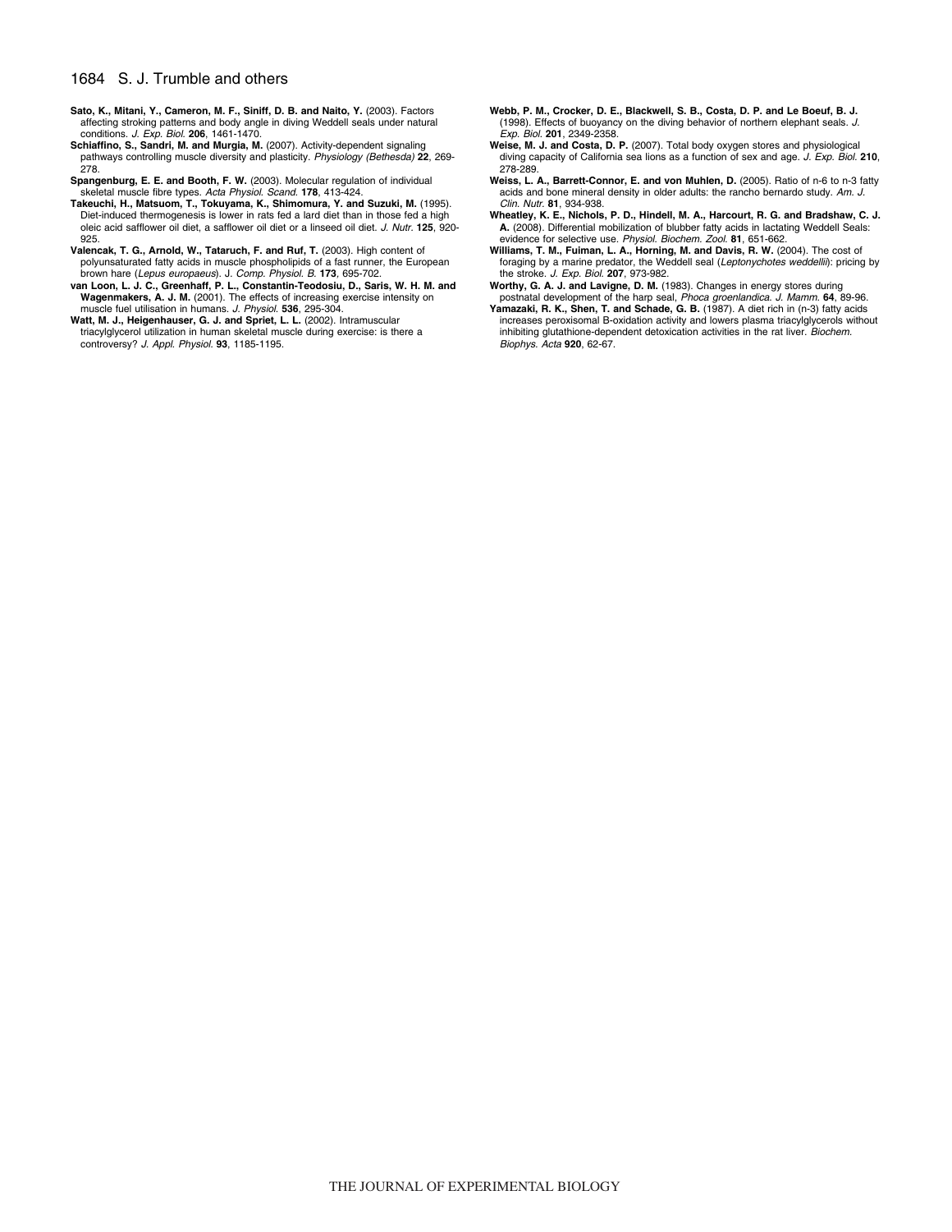**Sato, K., Mitani, Y., Cameron, M. F., Siniff, D. B. and Naito, Y.** (2003). Factors affecting stroking patterns and body angle in diving Weddell seals under natural conditions. *J. Exp. Biol.* **206**, 1461-1470.

**Schiaffino, S., Sandri, M. and Murgia, M.** (2007). Activity-dependent signaling pathways controlling muscle diversity and plasticity. *Physiology (Bethesda)* **22**, 269-278.

**Spangenburg, E. E. and Booth, F. W.** (2003). Molecular regulation of individual skeletal muscle fibre types. *Acta Physiol. Scand.* **178**, 413-424.

**Takeuchi, H., Matsuom, T., Tokuyama, K., Shimomura, Y. and Suzuki, M.** (1995). Diet-induced thermogenesis is lower in rats fed a lard diet than in those fed a high oleic acid safflower oil diet, a safflower oil diet or a linseed oil diet. *J. Nutr.* **125**, 920-925.

**Valencak, T. G., Arnold, W., Tataruch, F. and Ruf, T.** (2003). High content of polyunsaturated fatty acids in muscle phospholipids of a fast runner, the European brown hare (*Lepus europaeus*). J. *Comp. Physiol. B.* **173**, 695-702.

**van Loon, L. J. C., Greenhaff, P. L., Constantin-Teodosiu, D., Saris, W. H. M. and Wagenmakers, A. J. M.** (2001). The effects of increasing exercise intensity on muscle fuel utilisation in humans. *J. Physiol.* **536**, 295-304.

**Watt, M. J., Heigenhauser, G. J. and Spriet, L. L.** (2002). Intramuscular triacylglycerol utilization in human skeletal muscle during exercise: is there a controversy? *J. Appl. Physiol.* **93**, 1185-1195.

**Webb, P. M., Crocker, D. E., Blackwell, S. B., Costa, D. P. and Le Boeuf, B. J.** (1998). Effects of buoyancy on the diving behavior of northern elephant seals. *J. Exp. Biol.* **201**, 2349-2358.

**Weise, M. J. and Costa, D. P.** (2007). Total body oxygen stores and physiological diving capacity of California sea lions as a function of sex and age. *J. Exp. Biol.* **210**, 278-289.

**Weiss, L. A., Barrett-Connor, E. and von Muhlen, D.** (2005). Ratio of n-6 to n-3 fatty acids and bone mineral density in older adults: the rancho bernardo study. *Am. J. Clin. Nutr.* **81**, 934-938.

**Wheatley, K. E., Nichols, P. D., Hindell, M. A., Harcourt, R. G. and Bradshaw, C. J. A.** (2008). Differential mobilization of blubber fatty acids in lactating Weddell Seals: evidence for selective use. *Physiol. Biochem. Zool.* **81**, 651-662.

**Williams, T. M., Fuiman, L. A., Horning, M. and Davis, R. W.** (2004). The cost of foraging by a marine predator, the Weddell seal (*Leptonychotes weddellii*): pricing by the stroke. *J. Exp. Biol.* **207**, 973-982.

**Worthy, G. A. J. and Lavigne, D. M.** (1983). Changes in energy stores during postnatal development of the harp seal, *Phoca groenlandica. J. Mamm.* **64**, 89-96.

**Yamazaki, R. K., Shen, T. and Schade, G. B.** (1987). A diet rich in (n-3) fatty acids increases peroxisomal B-oxidation activity and lowers plasma triacylglycerols without inhibiting glutathione-dependent detoxication activities in the rat liver. *Biochem. Biophys. Acta* **920**, 62-67.